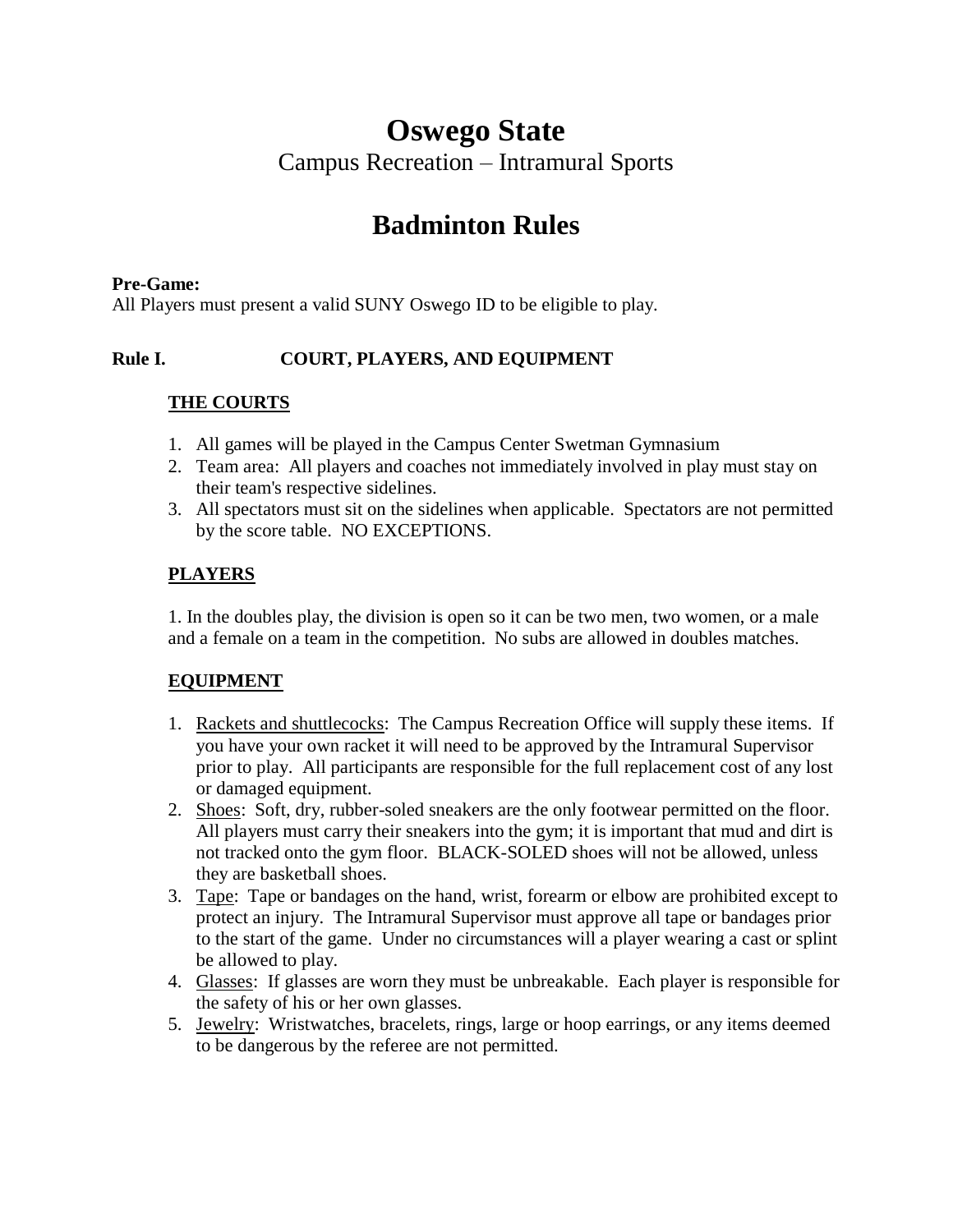# Oswego State

Campus Recreation – Intramural Sports

# Badminton Rules

**Pre-Game:**

All Players must present a valid SUNY Oswego ID to be eligible to play.

## Rule I. COURT, PLAYERS, AND EQUIPMENT

### THE COURTS

1. All games will be played in the Campus Center Swetman Gymnasium
2. Team area: All players and coaches not immediately involved in play must stay on their team's respective sidelines.
3. All spectators must sit on the sidelines when applicable. Spectators are not permitted by the score table. NO EXCEPTIONS.

### PLAYERS

1. In the doubles play, the division is open so it can be two men, two women, or a male and a female on a team in the competition. No subs are allowed in doubles matches.

### EQUIPMENT

1. Rackets and shuttlecocks: The Campus Recreation Office will supply these items. If you have your own racket it will need to be approved by the Intramural Supervisor prior to play. All participants are responsible for the full replacement cost of any lost or damaged equipment.
2. Shoes: Soft, dry, rubber-soled sneakers are the only footwear permitted on the floor. All players must carry their sneakers into the gym; it is important that mud and dirt is not tracked onto the gym floor. BLACK-SOLED shoes will not be allowed, unless they are basketball shoes.
3. Tape: Tape or bandages on the hand, wrist, forearm or elbow are prohibited except to protect an injury. The Intramural Supervisor must approve all tape or bandages prior to the start of the game. Under no circumstances will a player wearing a cast or splint be allowed to play.
4. Glasses: If glasses are worn they must be unbreakable. Each player is responsible for the safety of his or her own glasses.
5. Jewelry: Wristwatches, bracelets, rings, large or hoop earrings, or any items deemed to be dangerous by the referee are not permitted.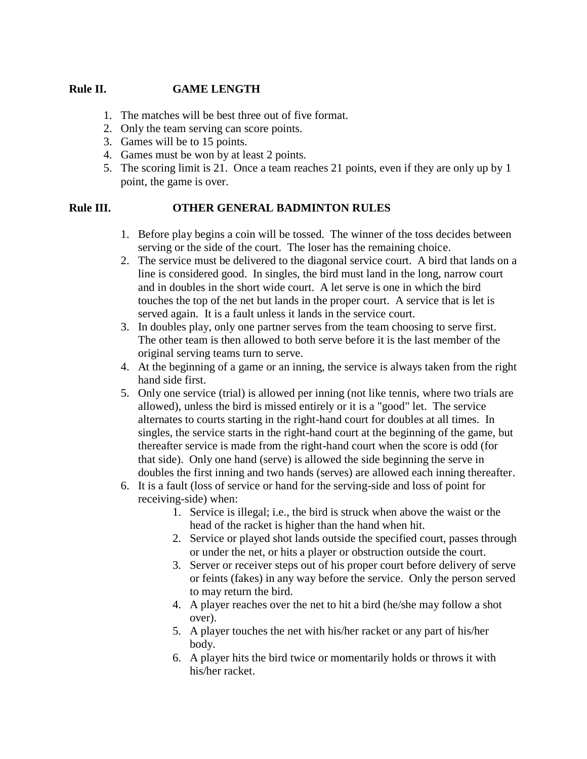## Rule II. GAME LENGTH

1. The matches will be best three out of five format.
2. Only the team serving can score points.
3. Games will be to 15 points.
4. Games must be won by at least 2 points.
5. The scoring limit is 21. Once a team reaches 21 points, even if they are only up by 1 point, the game is over.

## Rule III. OTHER GENERAL BADMINTON RULES

1. Before play begins a coin will be tossed. The winner of the toss decides between serving or the side of the court. The loser has the remaining choice.
2. The service must be delivered to the diagonal service court. A bird that lands on a line is considered good. In singles, the bird must land in the long, narrow court and in doubles in the short wide court. A let serve is one in which the bird touches the top of the net but lands in the proper court. A service that is let is served again. It is a fault unless it lands in the service court.
3. In doubles play, only one partner serves from the team choosing to serve first. The other team is then allowed to both serve before it is the last member of the original serving teams turn to serve.
4. At the beginning of a game or an inning, the service is always taken from the right hand side first.
5. Only one service (trial) is allowed per inning (not like tennis, where two trials are allowed), unless the bird is missed entirely or it is a "good" let. The service alternates to courts starting in the right-hand court for doubles at all times. In singles, the service starts in the right-hand court at the beginning of the game, but thereafter service is made from the right-hand court when the score is odd (for that side). Only one hand (serve) is allowed the side beginning the serve in doubles the first inning and two hands (serves) are allowed each inning thereafter.
6. It is a fault (loss of service or hand for the serving-side and loss of point for receiving-side) when:
    1. Service is illegal; i.e., the bird is struck when above the waist or the head of the racket is higher than the hand when hit.
    2. Service or played shot lands outside the specified court, passes through or under the net, or hits a player or obstruction outside the court.
    3. Server or receiver steps out of his proper court before delivery of serve or feints (fakes) in any way before the service. Only the person served to may return the bird.
    4. A player reaches over the net to hit a bird (he/she may follow a shot over).
    5. A player touches the net with his/her racket or any part of his/her body.
    6. A player hits the bird twice or momentarily holds or throws it with his/her racket.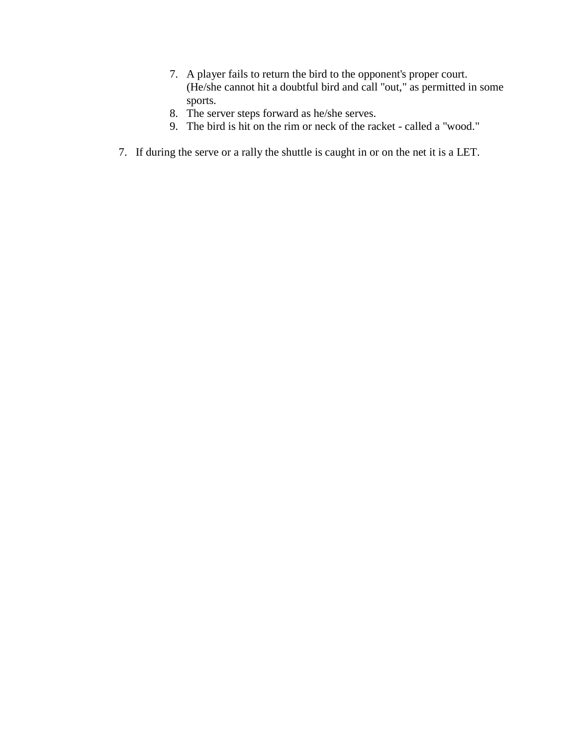7. A player fails to return the bird to the opponent's proper court. (He/she cannot hit a doubtful bird and call "out," as permitted in some sports.
8. The server steps forward as he/she serves.
9. The bird is hit on the rim or neck of the racket - called a "wood."

7. If during the serve or a rally the shuttle is caught in or on the net it is a LET.